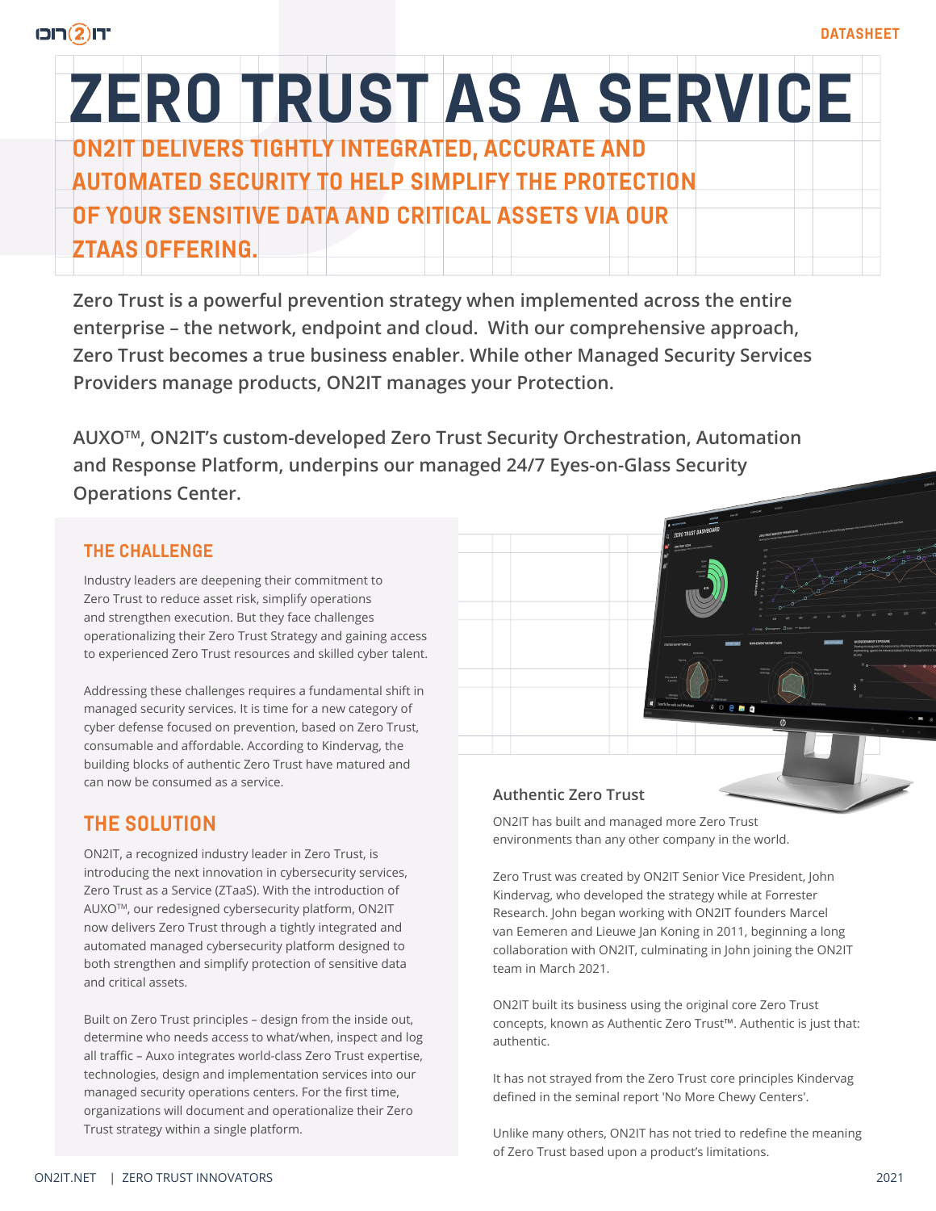# ZERO TRUST AS A SERVICE

## ON2IT DELIVERS TIGHTLY INTEGRATED, ACCURATE AND AUTOMATED SECURITY TO HELP SIMPLIFY THE PROTECTION OF YOUR SENSITIVE DATA AND CRITICAL ASSETS VIA OUR ZTAAS OFFERING.

**Zero Trust is a powerful prevention strategy when implemented across the entire enterprise – the network, endpoint and cloud. With our comprehensive approach, Zero Trust becomes a true business enabler. While other Managed Security Services Providers manage products, ON2IT manages your Protection.**

**AUXO™, ON2IT's custom-developed Zero Trust Security Orchestration, Automation and Response Platform, underpins our managed 24/7 Eyes-on-Glass Security Operations Center.**

## THE CHALLENGE

Industry leaders are deepening their commitment to Zero Trust to reduce asset risk, simplify operations and strengthen execution. But they face challenges operationalizing their Zero Trust Strategy and gaining access to experienced Zero Trust resources and skilled cyber talent.

Addressing these challenges requires a fundamental shift in managed security services. It is time for a new category of cyber defense focused on prevention, based on Zero Trust, consumable and affordable. According to Kindervag, the building blocks of authentic Zero Trust have matured and can now be consumed as a service.

## THE SOLUTION

ON2IT, a recognized industry leader in Zero Trust, is introducing the next innovation in cybersecurity services, Zero Trust as a Service (ZTaaS). With the introduction of AUXO™, our redesigned cybersecurity platform, ON2IT now delivers Zero Trust through a tightly integrated and automated managed cybersecurity platform designed to both strengthen and simplify protection of sensitive data and critical assets.

Built on Zero Trust principles – design from the inside out, determine who needs access to what/when, inspect and log all traffic – Auxo integrates world-class Zero Trust expertise, technologies, design and implementation services into our managed security operations centers. For the first time, organizations will document and operationalize their Zero Trust strategy within a single platform.

### Authentic Zero Trust

ON2IT has built and managed more Zero Trust environments than any other company in the world.

Zero Trust was created by ON2IT Senior Vice President, John Kindervag, who developed the strategy while at Forrester Research. John began working with ON2IT founders Marcel van Eemeren and Lieuwe Jan Koning in 2011, beginning a long collaboration with ON2IT, culminating in John joining the ON2IT team in March 2021.

ON2IT built its business using the original core Zero Trust concepts, known as Authentic Zero Trust™. Authentic is just that: authentic.

It has not strayed from the Zero Trust core principles Kindervag defined in the seminal report 'No More Chewy Centers'.

Unlike many others, ON2IT has not tried to redefine the meaning of Zero Trust based upon a product's limitations.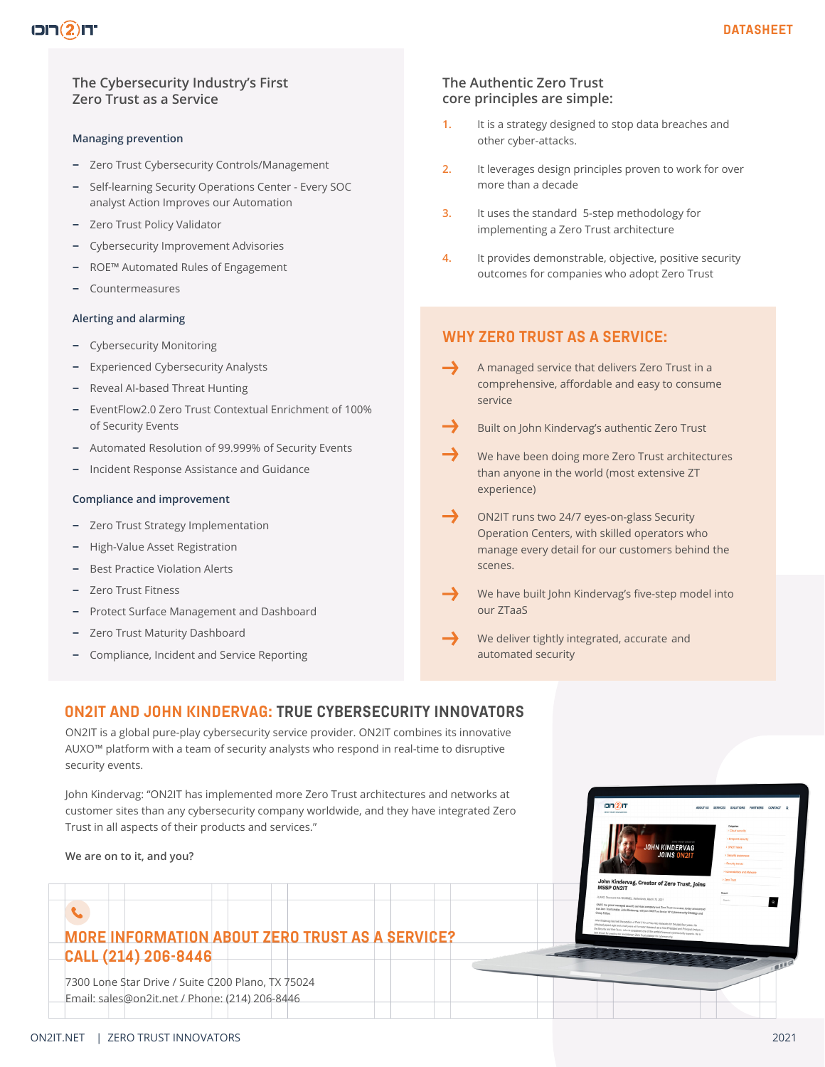## The Cybersecurity Industry's First Zero Trust as a Service

### Managing prevention

- Zero Trust Cybersecurity Controls/Management
- Self-learning Security Operations Center - Every SOC analyst Action Improves our Automation
- Zero Trust Policy Validator
- Cybersecurity Improvement Advisories
- ROE™ Automated Rules of Engagement
- Countermeasures

### Alerting and alarming

- Cybersecurity Monitoring
- Experienced Cybersecurity Analysts
- Reveal AI-based Threat Hunting
- EventFlow2.0 Zero Trust Contextual Enrichment of 100% of Security Events
- Automated Resolution of 99.999% of Security Events
- Incident Response Assistance and Guidance

### Compliance and improvement

- Zero Trust Strategy Implementation
- High-Value Asset Registration
- Best Practice Violation Alerts
- Zero Trust Fitness
- Protect Surface Management and Dashboard
- Zero Trust Maturity Dashboard
- Compliance, Incident and Service Reporting

## The Authentic Zero Trust core principles are simple:

1. It is a strategy designed to stop data breaches and other cyber-attacks.
2. It leverages design principles proven to work for over more than a decade
3. It uses the standard 5-step methodology for implementing a Zero Trust architecture
4. It provides demonstrable, objective, positive security outcomes for companies who adopt Zero Trust

## WHY ZERO TRUST AS A SERVICE:

- → A managed service that delivers Zero Trust in a comprehensive, affordable and easy to consume service
- → Built on John Kindervag's authentic Zero Trust
- → We have been doing more Zero Trust architectures than anyone in the world (most extensive ZT experience)
- → ON2IT runs two 24/7 eyes-on-glass Security Operation Centers, with skilled operators who manage every detail for our customers behind the scenes.
- → We have built John Kindervag's five-step model into our ZTaaS
- → We deliver tightly integrated, accurate and automated security

## ON2IT AND JOHN KINDERVAG: TRUE CYBERSECURITY INNOVATORS

ON2IT is a global pure-play cybersecurity service provider. ON2IT combines its innovative AUXO™ platform with a team of security analysts who respond in real-time to disruptive security events.

John Kindervag: "ON2IT has implemented more Zero Trust architectures and networks at customer sites than any cybersecurity company worldwide, and they have integrated Zero Trust in all aspects of their products and services."

**We are on to it, and you?**

## MORE INFORMATION ABOUT ZERO TRUST AS A SERVICE? CALL (214) 206-8446

7300 Lone Star Drive / Suite C200 Plano, TX 75024
Email: sales@on2it.net / Phone: (214) 206-8446